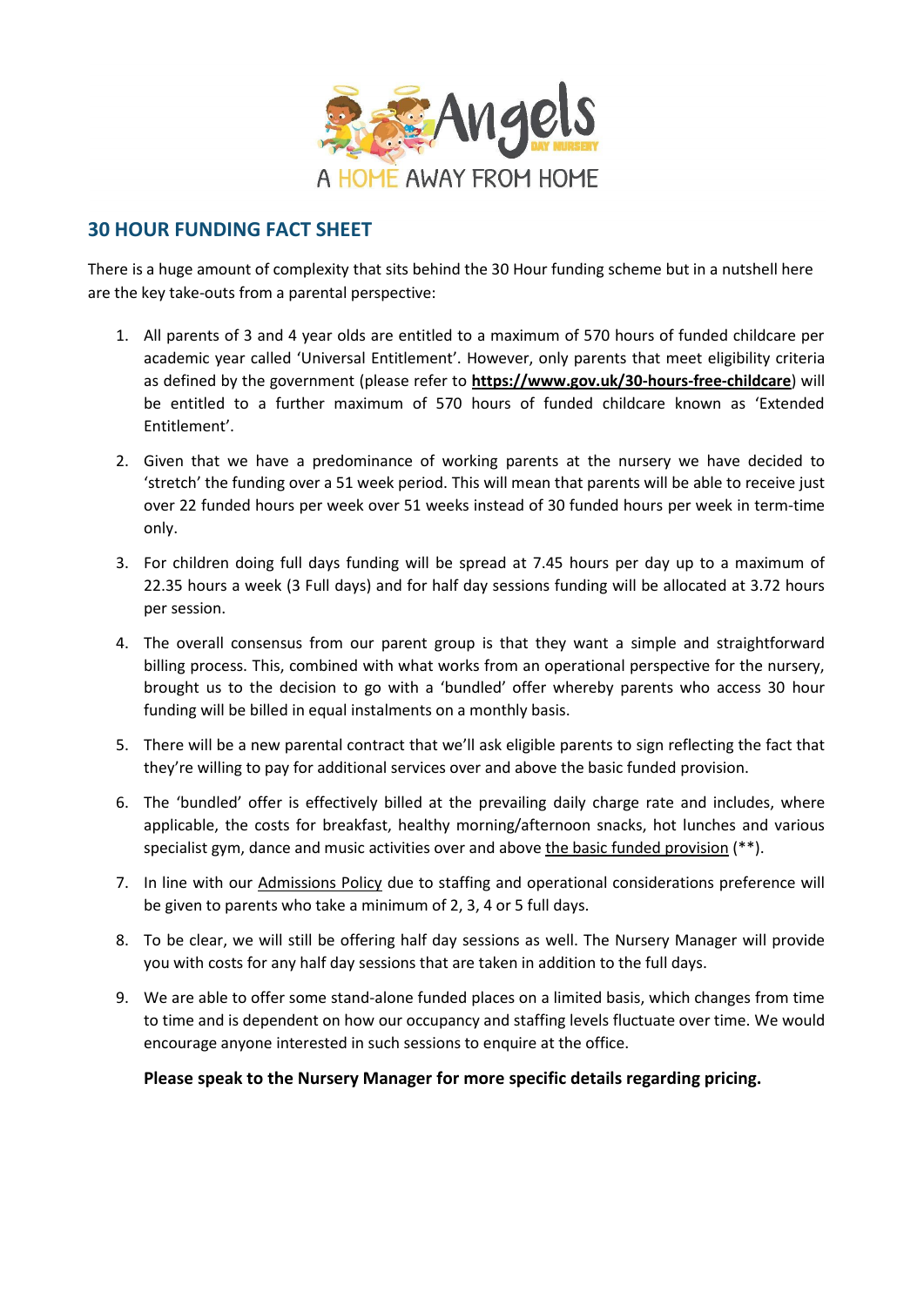Angels DAY NURSERY

A HOME AWAY FROM HOME

## 30 HOUR FUNDING FACT SHEET

There is a huge amount of complexity that sits behind the 30 Hour funding scheme but in a nutshell here are the key take-outs from a parental perspective:

1. All parents of 3 and 4 year olds are entitled to a maximum of 570 hours of funded childcare per academic year called 'Universal Entitlement'. However, only parents that meet eligibility criteria as defined by the government (please refer to **https://www.gov.uk/30-hours-free-childcare**) will be entitled to a further maximum of 570 hours of funded childcare known as 'Extended Entitlement'.
2. Given that we have a predominance of working parents at the nursery we have decided to 'stretch' the funding over a 51 week period. This will mean that parents will be able to receive just over 22 funded hours per week over 51 weeks instead of 30 funded hours per week in term-time only.
3. For children doing full days funding will be spread at 7.45 hours per day up to a maximum of 22.35 hours a week (3 Full days) and for half day sessions funding will be allocated at 3.72 hours per session.
4. The overall consensus from our parent group is that they want a simple and straightforward billing process. This, combined with what works from an operational perspective for the nursery, brought us to the decision to go with a 'bundled' offer whereby parents who access 30 hour funding will be billed in equal instalments on a monthly basis.
5. There will be a new parental contract that we'll ask eligible parents to sign reflecting the fact that they're willing to pay for additional services over and above the basic funded provision.
6. The 'bundled' offer is effectively billed at the prevailing daily charge rate and includes, where applicable, the costs for breakfast, healthy morning/afternoon snacks, hot lunches and various specialist gym, dance and music activities over and above the basic funded provision (**).
7. In line with our Admissions Policy due to staffing and operational considerations preference will be given to parents who take a minimum of 2, 3, 4 or 5 full days.
8. To be clear, we will still be offering half day sessions as well. The Nursery Manager will provide you with costs for any half day sessions that are taken in addition to the full days.
9. We are able to offer some stand-alone funded places on a limited basis, which changes from time to time and is dependent on how our occupancy and staffing levels fluctuate over time. We would encourage anyone interested in such sessions to enquire at the office.

**Please speak to the Nursery Manager for more specific details regarding pricing.**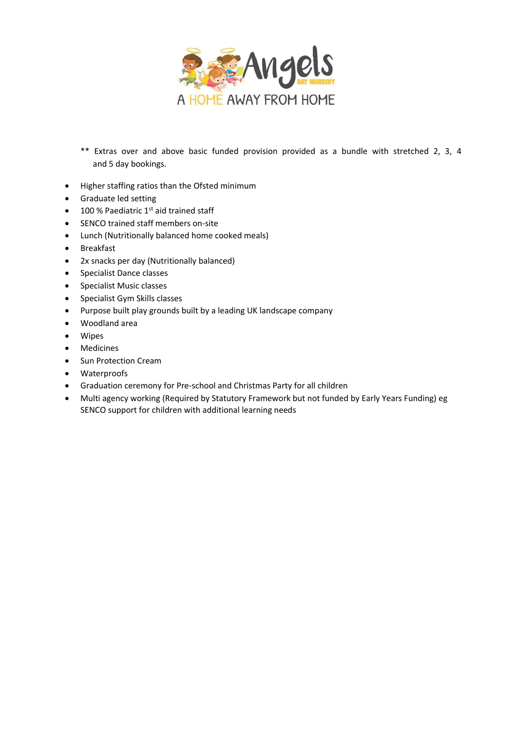** Extras over and above basic funded provision provided as a bundle with stretched 2, 3, 4 and 5 day bookings.

- Higher staffing ratios than the Ofsted minimum
- Graduate led setting
- 100 % Paediatric 1st aid trained staff
- SENCO trained staff members on-site
- Lunch (Nutritionally balanced home cooked meals)
- Breakfast
- 2x snacks per day (Nutritionally balanced)
- Specialist Dance classes
- Specialist Music classes
- Specialist Gym Skills classes
- Purpose built play grounds built by a leading UK landscape company
- Woodland area
- Wipes
- Medicines
- Sun Protection Cream
- Waterproofs
- Graduation ceremony for Pre-school and Christmas Party for all children
- Multi agency working (Required by Statutory Framework but not funded by Early Years Funding) eg SENCO support for children with additional learning needs